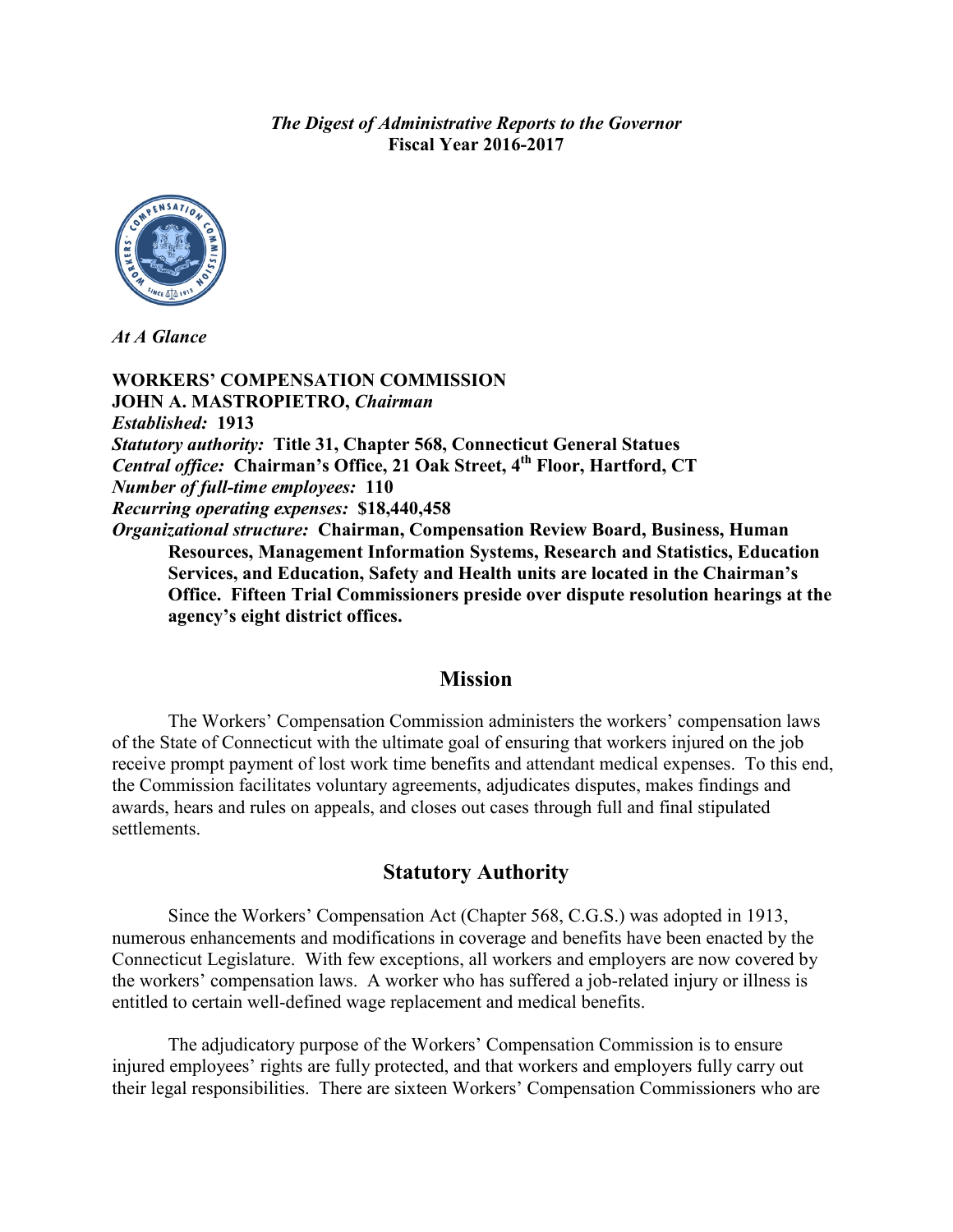*The Digest of Administrative Reports to the Governor*
**Fiscal Year 2016-2017**

*At A Glance*

**WORKERS' COMPENSATION COMMISSION**
**JOHN A. MASTROPIETRO,** ***Chairman***
***Established:*** **1913**
***Statutory authority:*** **Title 31, Chapter 568, Connecticut General Statues**
***Central office:*** **Chairman's Office, 21 Oak Street, 4th Floor, Hartford, CT**
***Number of full-time employees:*** **110**
***Recurring operating expenses:*** **$18,440,458**
***Organizational structure:*** **Chairman, Compensation Review Board, Business, Human Resources, Management Information Systems, Research and Statistics, Education Services, and Education, Safety and Health units are located in the Chairman's Office. Fifteen Trial Commissioners preside over dispute resolution hearings at the agency's eight district offices.**

## Mission

The Workers' Compensation Commission administers the workers' compensation laws of the State of Connecticut with the ultimate goal of ensuring that workers injured on the job receive prompt payment of lost work time benefits and attendant medical expenses. To this end, the Commission facilitates voluntary agreements, adjudicates disputes, makes findings and awards, hears and rules on appeals, and closes out cases through full and final stipulated settlements.

## Statutory Authority

Since the Workers' Compensation Act (Chapter 568, C.G.S.) was adopted in 1913, numerous enhancements and modifications in coverage and benefits have been enacted by the Connecticut Legislature. With few exceptions, all workers and employers are now covered by the workers' compensation laws. A worker who has suffered a job-related injury or illness is entitled to certain well-defined wage replacement and medical benefits.

The adjudicatory purpose of the Workers' Compensation Commission is to ensure injured employees' rights are fully protected, and that workers and employers fully carry out their legal responsibilities. There are sixteen Workers' Compensation Commissioners who are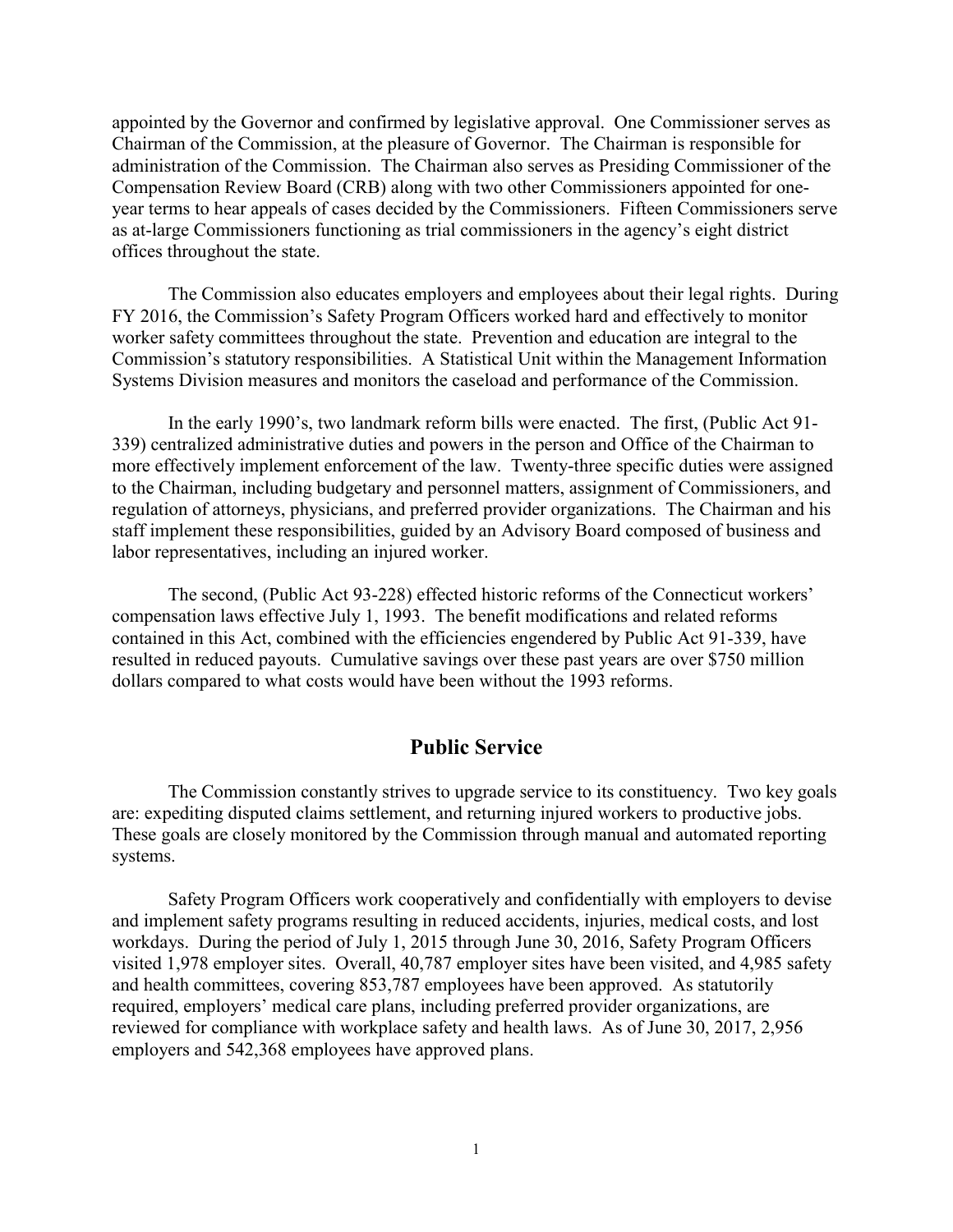appointed by the Governor and confirmed by legislative approval. One Commissioner serves as Chairman of the Commission, at the pleasure of Governor. The Chairman is responsible for administration of the Commission. The Chairman also serves as Presiding Commissioner of the Compensation Review Board (CRB) along with two other Commissioners appointed for one-year terms to hear appeals of cases decided by the Commissioners. Fifteen Commissioners serve as at-large Commissioners functioning as trial commissioners in the agency's eight district offices throughout the state.

The Commission also educates employers and employees about their legal rights. During FY 2016, the Commission's Safety Program Officers worked hard and effectively to monitor worker safety committees throughout the state. Prevention and education are integral to the Commission's statutory responsibilities. A Statistical Unit within the Management Information Systems Division measures and monitors the caseload and performance of the Commission.

In the early 1990's, two landmark reform bills were enacted. The first, (Public Act 91-339) centralized administrative duties and powers in the person and Office of the Chairman to more effectively implement enforcement of the law. Twenty-three specific duties were assigned to the Chairman, including budgetary and personnel matters, assignment of Commissioners, and regulation of attorneys, physicians, and preferred provider organizations. The Chairman and his staff implement these responsibilities, guided by an Advisory Board composed of business and labor representatives, including an injured worker.

The second, (Public Act 93-228) effected historic reforms of the Connecticut workers' compensation laws effective July 1, 1993. The benefit modifications and related reforms contained in this Act, combined with the efficiencies engendered by Public Act 91-339, have resulted in reduced payouts. Cumulative savings over these past years are over $750 million dollars compared to what costs would have been without the 1993 reforms.

## Public Service

The Commission constantly strives to upgrade service to its constituency. Two key goals are: expediting disputed claims settlement, and returning injured workers to productive jobs. These goals are closely monitored by the Commission through manual and automated reporting systems.

Safety Program Officers work cooperatively and confidentially with employers to devise and implement safety programs resulting in reduced accidents, injuries, medical costs, and lost workdays. During the period of July 1, 2015 through June 30, 2016, Safety Program Officers visited 1,978 employer sites. Overall, 40,787 employer sites have been visited, and 4,985 safety and health committees, covering 853,787 employees have been approved. As statutorily required, employers' medical care plans, including preferred provider organizations, are reviewed for compliance with workplace safety and health laws. As of June 30, 2017, 2,956 employers and 542,368 employees have approved plans.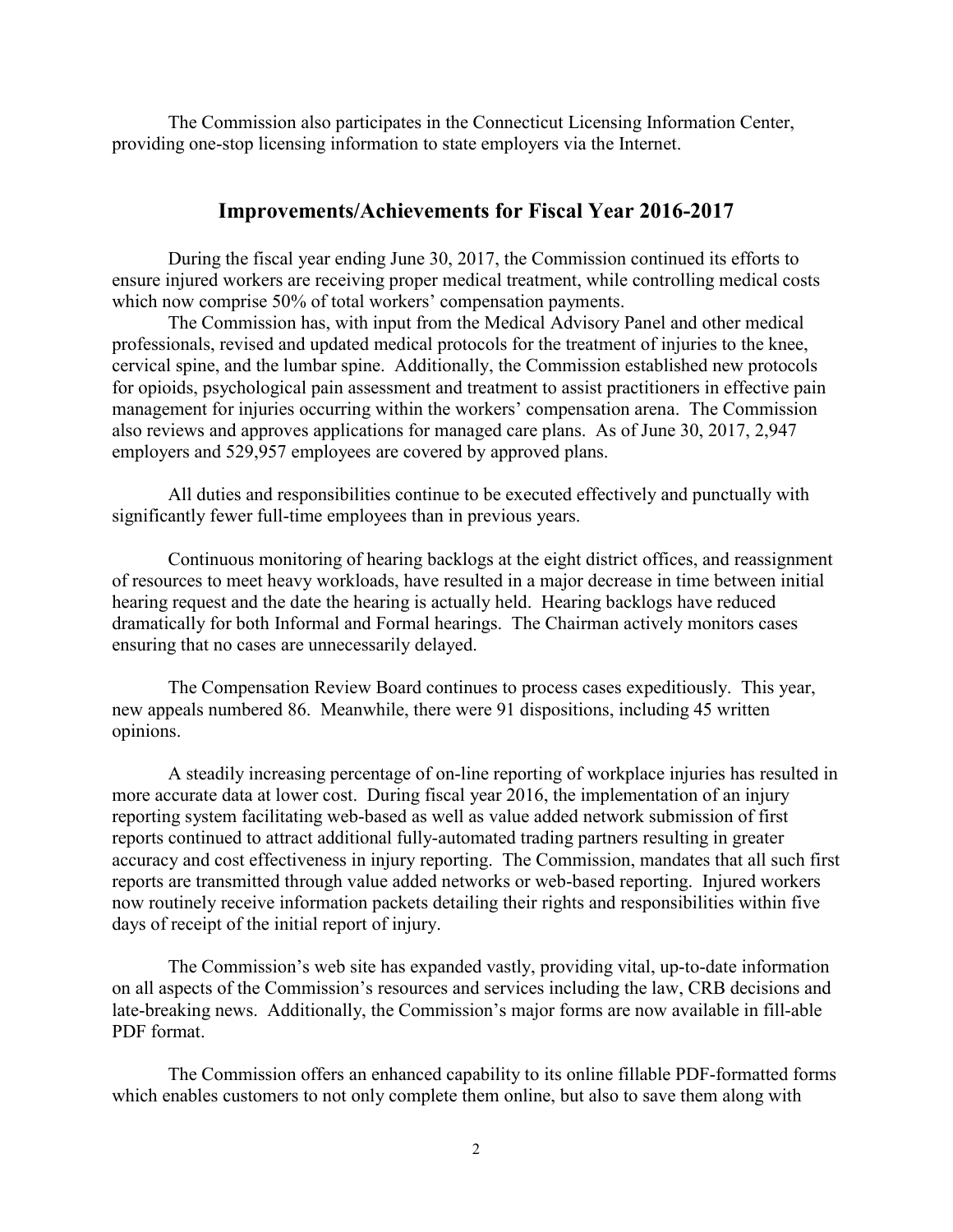The Commission also participates in the Connecticut Licensing Information Center, providing one-stop licensing information to state employers via the Internet.

## Improvements/Achievements for Fiscal Year 2016-2017

During the fiscal year ending June 30, 2017, the Commission continued its efforts to ensure injured workers are receiving proper medical treatment, while controlling medical costs which now comprise 50% of total workers' compensation payments.

The Commission has, with input from the Medical Advisory Panel and other medical professionals, revised and updated medical protocols for the treatment of injuries to the knee, cervical spine, and the lumbar spine. Additionally, the Commission established new protocols for opioids, psychological pain assessment and treatment to assist practitioners in effective pain management for injuries occurring within the workers' compensation arena. The Commission also reviews and approves applications for managed care plans. As of June 30, 2017, 2,947 employers and 529,957 employees are covered by approved plans.

All duties and responsibilities continue to be executed effectively and punctually with significantly fewer full-time employees than in previous years.

Continuous monitoring of hearing backlogs at the eight district offices, and reassignment of resources to meet heavy workloads, have resulted in a major decrease in time between initial hearing request and the date the hearing is actually held. Hearing backlogs have reduced dramatically for both Informal and Formal hearings. The Chairman actively monitors cases ensuring that no cases are unnecessarily delayed.

The Compensation Review Board continues to process cases expeditiously. This year, new appeals numbered 86. Meanwhile, there were 91 dispositions, including 45 written opinions.

A steadily increasing percentage of on-line reporting of workplace injuries has resulted in more accurate data at lower cost. During fiscal year 2016, the implementation of an injury reporting system facilitating web-based as well as value added network submission of first reports continued to attract additional fully-automated trading partners resulting in greater accuracy and cost effectiveness in injury reporting. The Commission, mandates that all such first reports are transmitted through value added networks or web-based reporting. Injured workers now routinely receive information packets detailing their rights and responsibilities within five days of receipt of the initial report of injury.

The Commission's web site has expanded vastly, providing vital, up-to-date information on all aspects of the Commission's resources and services including the law, CRB decisions and late-breaking news. Additionally, the Commission's major forms are now available in fill-able PDF format.

The Commission offers an enhanced capability to its online fillable PDF-formatted forms which enables customers to not only complete them online, but also to save them along with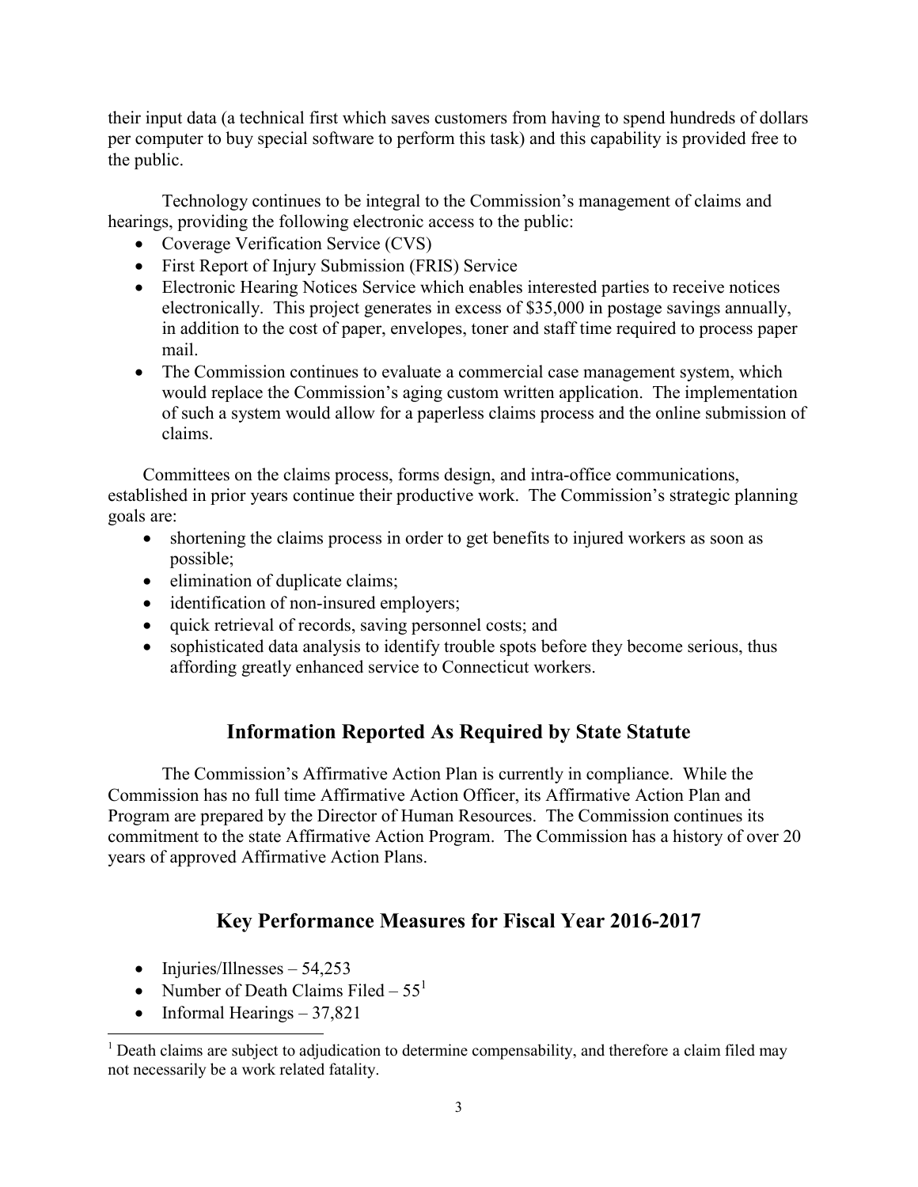their input data (a technical first which saves customers from having to spend hundreds of dollars per computer to buy special software to perform this task) and this capability is provided free to the public.

Technology continues to be integral to the Commission's management of claims and hearings, providing the following electronic access to the public:

- Coverage Verification Service (CVS)
- First Report of Injury Submission (FRIS) Service
- Electronic Hearing Notices Service which enables interested parties to receive notices electronically. This project generates in excess of $35,000 in postage savings annually, in addition to the cost of paper, envelopes, toner and staff time required to process paper mail.
- The Commission continues to evaluate a commercial case management system, which would replace the Commission's aging custom written application. The implementation of such a system would allow for a paperless claims process and the online submission of claims.

Committees on the claims process, forms design, and intra-office communications, established in prior years continue their productive work. The Commission's strategic planning goals are:

- shortening the claims process in order to get benefits to injured workers as soon as possible;
- elimination of duplicate claims;
- identification of non-insured employers;
- quick retrieval of records, saving personnel costs; and
- sophisticated data analysis to identify trouble spots before they become serious, thus affording greatly enhanced service to Connecticut workers.

## Information Reported As Required by State Statute

The Commission's Affirmative Action Plan is currently in compliance. While the Commission has no full time Affirmative Action Officer, its Affirmative Action Plan and Program are prepared by the Director of Human Resources. The Commission continues its commitment to the state Affirmative Action Program. The Commission has a history of over 20 years of approved Affirmative Action Plans.

## Key Performance Measures for Fiscal Year 2016-2017

- Injuries/Illnesses – 54,253
- Number of Death Claims Filed – 55[1]
- Informal Hearings – 37,821

[1] Death claims are subject to adjudication to determine compensability, and therefore a claim filed may not necessarily be a work related fatality.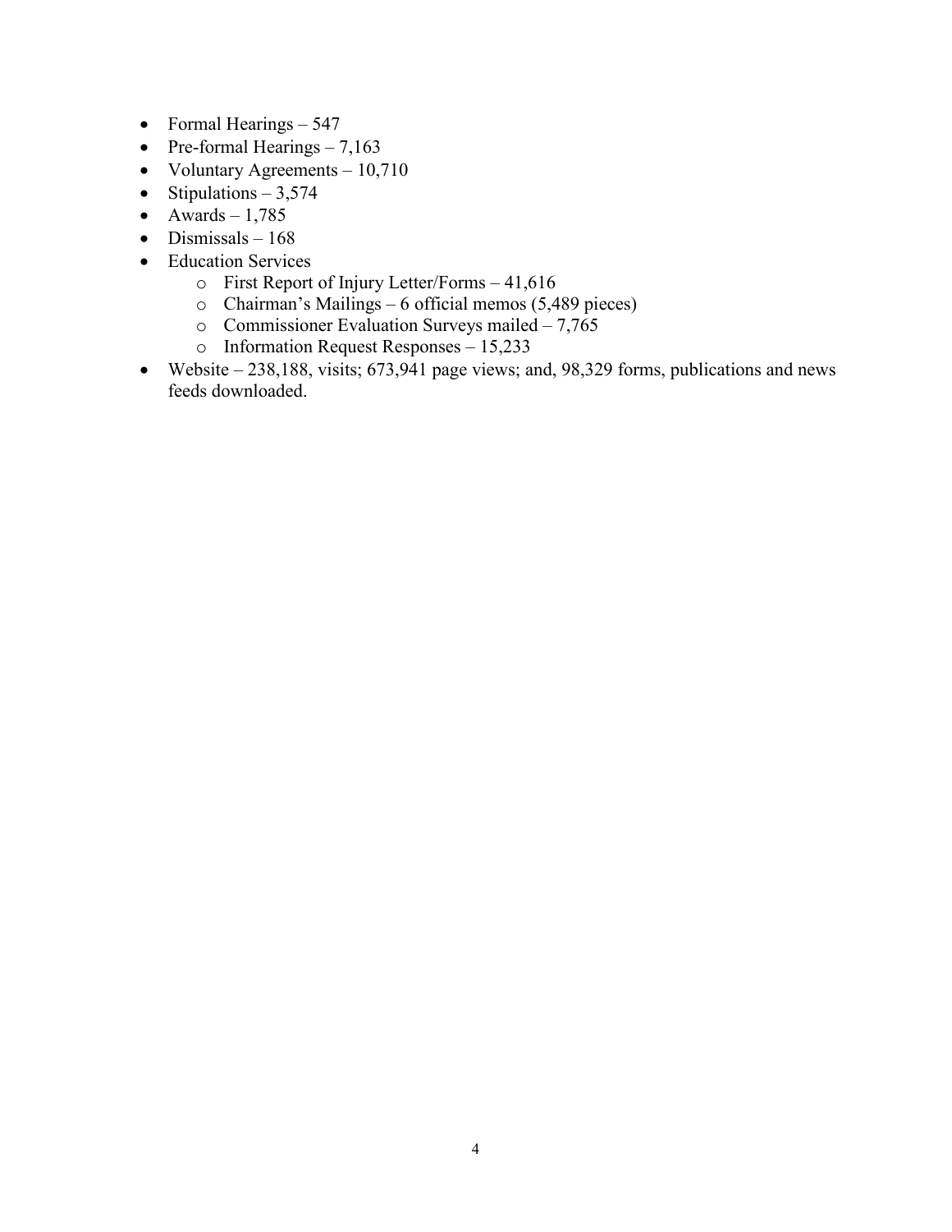- Formal Hearings – 547
- Pre-formal Hearings – 7,163
- Voluntary Agreements – 10,710
- Stipulations – 3,574
- Awards – 1,785
- Dismissals – 168
- Education Services
  - First Report of Injury Letter/Forms – 41,616
  - Chairman's Mailings – 6 official memos (5,489 pieces)
  - Commissioner Evaluation Surveys mailed – 7,765
  - Information Request Responses – 15,233
- Website – 238,188, visits; 673,941 page views; and, 98,329 forms, publications and news feeds downloaded.